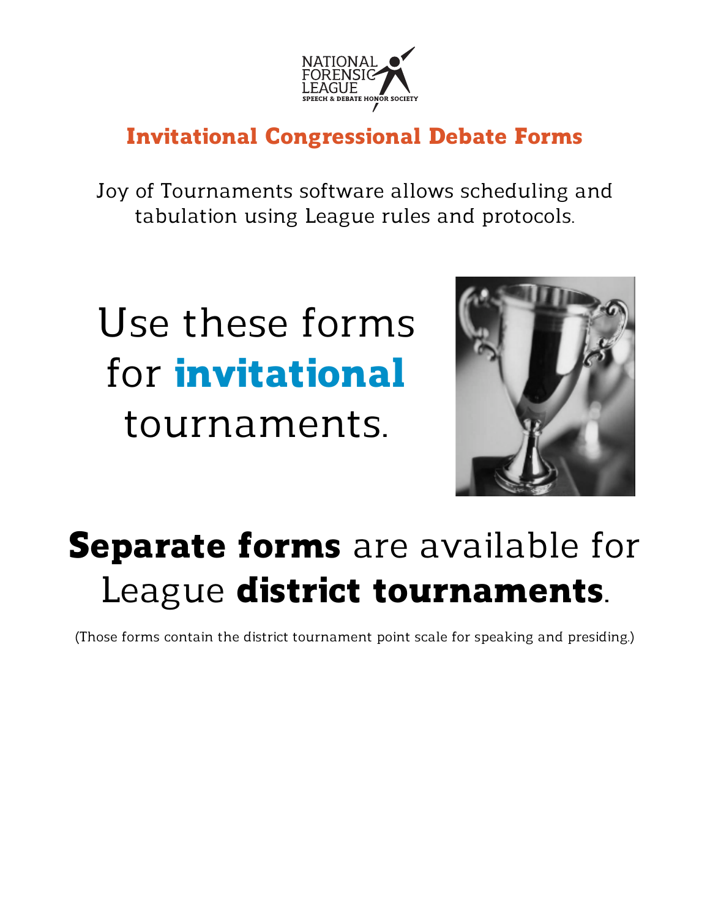NATIONAL FORENSIC LEAGUE
SPEECH & DEBATE HONOR SOCIETY

# Invitational Congressional Debate Forms

Joy of Tournaments software allows scheduling and tabulation using League rules and protocols.

## Use these forms for **invitational** tournaments.

## **Separate forms** are available for League **district tournaments**.

(Those forms contain the district tournament point scale for speaking and presiding.)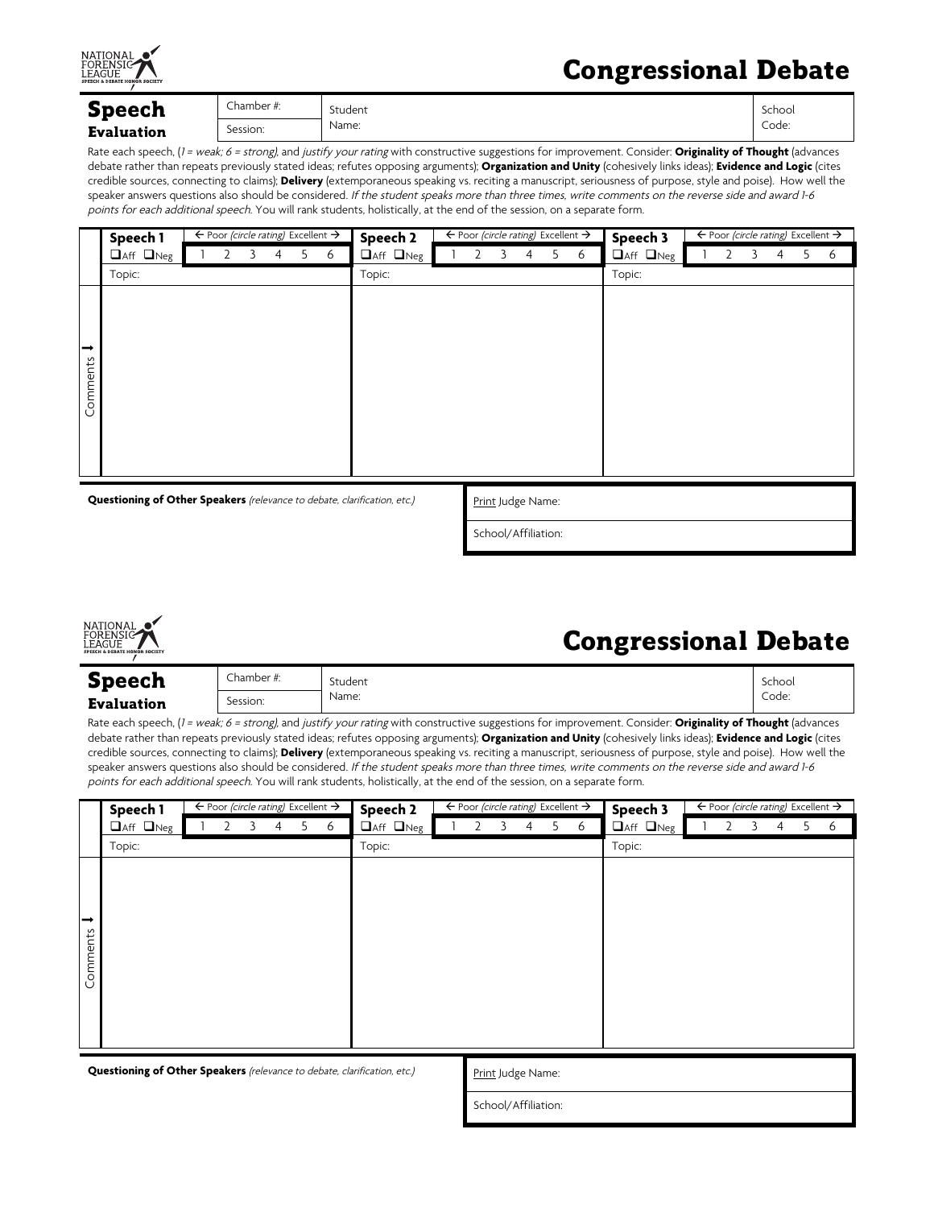NATIONAL FORENSIC LEAGUE SPEECH & DEBATE HONOR SOCIETY

# Congressional Debate

## Speech Evaluation

| Chamber #: | Student Name: | School Code: |
|---|---|---|
| Session: | | |

Rate each speech, (*1 = weak; 6 = strong*), and *justify your rating* with constructive suggestions for improvement. Consider: **Originality of Thought** (advances debate rather than repeats previously stated ideas; refutes opposing arguments); **Organization and Unity** (cohesively links ideas); **Evidence and Logic** (cites credible sources, connecting to claims); **Delivery** (extemporaneous speaking vs. reciting a manuscript, seriousness of purpose, style and poise). How well the speaker answers questions also should be considered. *If the student speaks more than three times, write comments on the reverse side and award 1-6 points for each additional speech.* You will rank students, holistically, at the end of the session, on a separate form.

| | Speech 1 | ← Poor *(circle rating)* Excellent → | Speech 2 | ← Poor *(circle rating)* Excellent → | Speech 3 | ← Poor *(circle rating)* Excellent → |
|---|---|---|---|---|---|---|
| | ❑Aff ❑Neg | 1 2 3 4 5 6 | ❑Aff ❑Neg | 1 2 3 4 5 6 | ❑Aff ❑Neg | 1 2 3 4 5 6 |
| | Topic: | | Topic: | | Topic: | |
| Comments → | | | | | | |

**Questioning of Other Speakers** *(relevance to debate, clarification, etc.)*

Print Judge Name:

School/Affiliation:

NATIONAL FORENSIC LEAGUE SPEECH & DEBATE HONOR SOCIETY

# Congressional Debate

## Speech Evaluation

| Chamber #: | Student Name: | School Code: |
|---|---|---|
| Session: | | |

Rate each speech, (*1 = weak; 6 = strong*), and *justify your rating* with constructive suggestions for improvement. Consider: **Originality of Thought** (advances debate rather than repeats previously stated ideas; refutes opposing arguments); **Organization and Unity** (cohesively links ideas); **Evidence and Logic** (cites credible sources, connecting to claims); **Delivery** (extemporaneous speaking vs. reciting a manuscript, seriousness of purpose, style and poise). How well the speaker answers questions also should be considered. *If the student speaks more than three times, write comments on the reverse side and award 1-6 points for each additional speech.* You will rank students, holistically, at the end of the session, on a separate form.

| | Speech 1 | ← Poor *(circle rating)* Excellent → | Speech 2 | ← Poor *(circle rating)* Excellent → | Speech 3 | ← Poor *(circle rating)* Excellent → |
|---|---|---|---|---|---|---|
| | ❑Aff ❑Neg | 1 2 3 4 5 6 | ❑Aff ❑Neg | 1 2 3 4 5 6 | ❑Aff ❑Neg | 1 2 3 4 5 6 |
| | Topic: | | Topic: | | Topic: | |
| Comments → | | | | | | |

**Questioning of Other Speakers** *(relevance to debate, clarification, etc.)*

Print Judge Name:

School/Affiliation: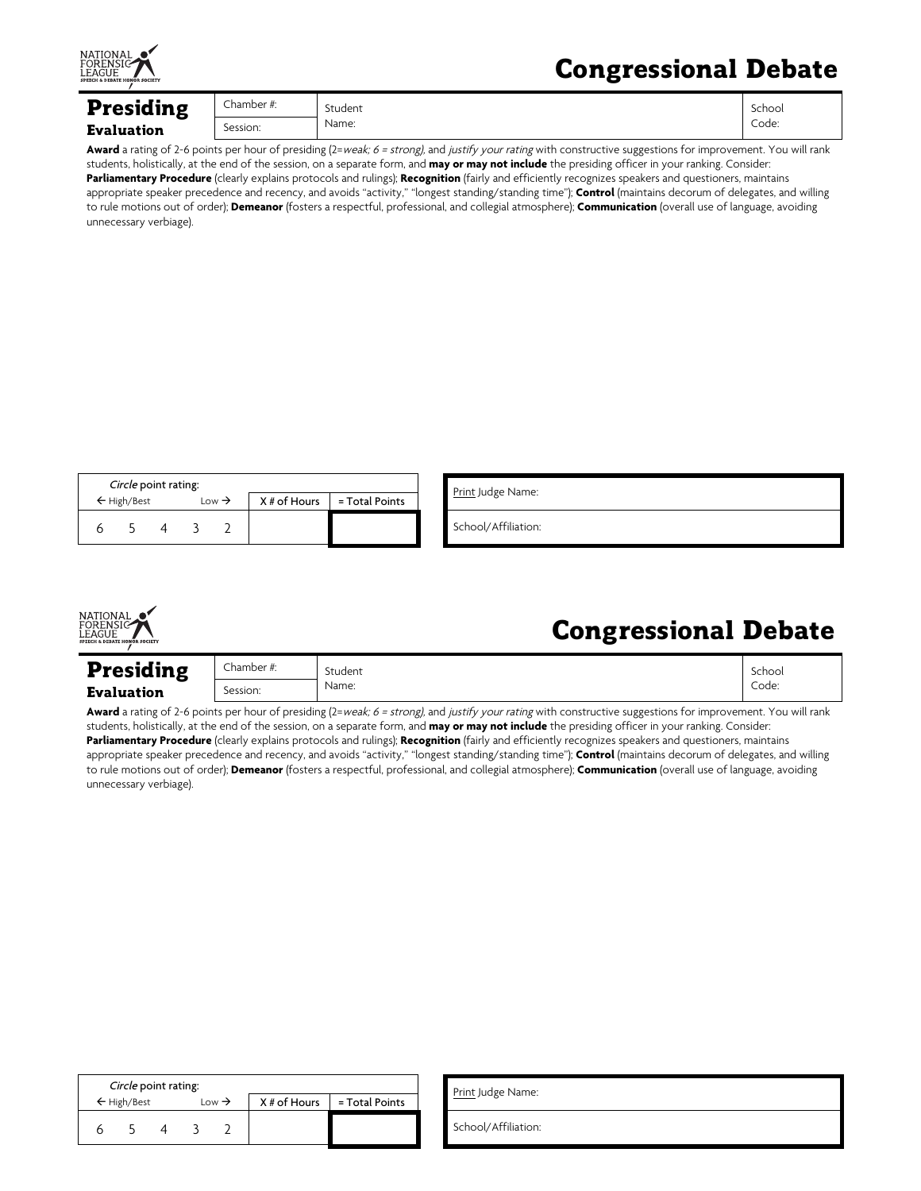NATIONAL FORENSIC LEAGUE
SPEECH & DEBATE HONOR SOCIETY

# Congressional Debate

## Presiding Evaluation

| Chamber #: | Student Name: | School Code: |
| --- | --- | --- |
| Session: | | |

**Award** a rating of 2-6 points per hour of presiding (2=*weak; 6 = strong)*, and *justify your rating* with constructive suggestions for improvement. You will rank students, holistically, at the end of the session, on a separate form, and **may or may not include** the presiding officer in your ranking. Consider: **Parliamentary Procedure** (clearly explains protocols and rulings); **Recognition** (fairly and efficiently recognizes speakers and questioners, maintains appropriate speaker precedence and recency, and avoids "activity," "longest standing/standing time"); **Control** (maintains decorum of delegates, and willing to rule motions out of order); **Demeanor** (fosters a respectful, professional, and collegial atmosphere); **Communication** (overall use of language, avoiding unnecessary verbiage).

| *Circle* point rating: ← High/Best Low → | X # of Hours | = Total Points |
| --- | --- | --- |
| 6 5 4 3 2 | | |

Print Judge Name:

School/Affiliation:

NATIONAL FORENSIC LEAGUE
SPEECH & DEBATE HONOR SOCIETY

# Congressional Debate

## Presiding Evaluation

| Chamber #: | Student Name: | School Code: |
| --- | --- | --- |
| Session: | | |

**Award** a rating of 2-6 points per hour of presiding (2=*weak; 6 = strong)*, and *justify your rating* with constructive suggestions for improvement. You will rank students, holistically, at the end of the session, on a separate form, and **may or may not include** the presiding officer in your ranking. Consider: **Parliamentary Procedure** (clearly explains protocols and rulings); **Recognition** (fairly and efficiently recognizes speakers and questioners, maintains appropriate speaker precedence and recency, and avoids "activity," "longest standing/standing time"); **Control** (maintains decorum of delegates, and willing to rule motions out of order); **Demeanor** (fosters a respectful, professional, and collegial atmosphere); **Communication** (overall use of language, avoiding unnecessary verbiage).

| *Circle* point rating: ← High/Best Low → | X # of Hours | = Total Points |
| --- | --- | --- |
| 6 5 4 3 2 | | |

Print Judge Name:

School/Affiliation: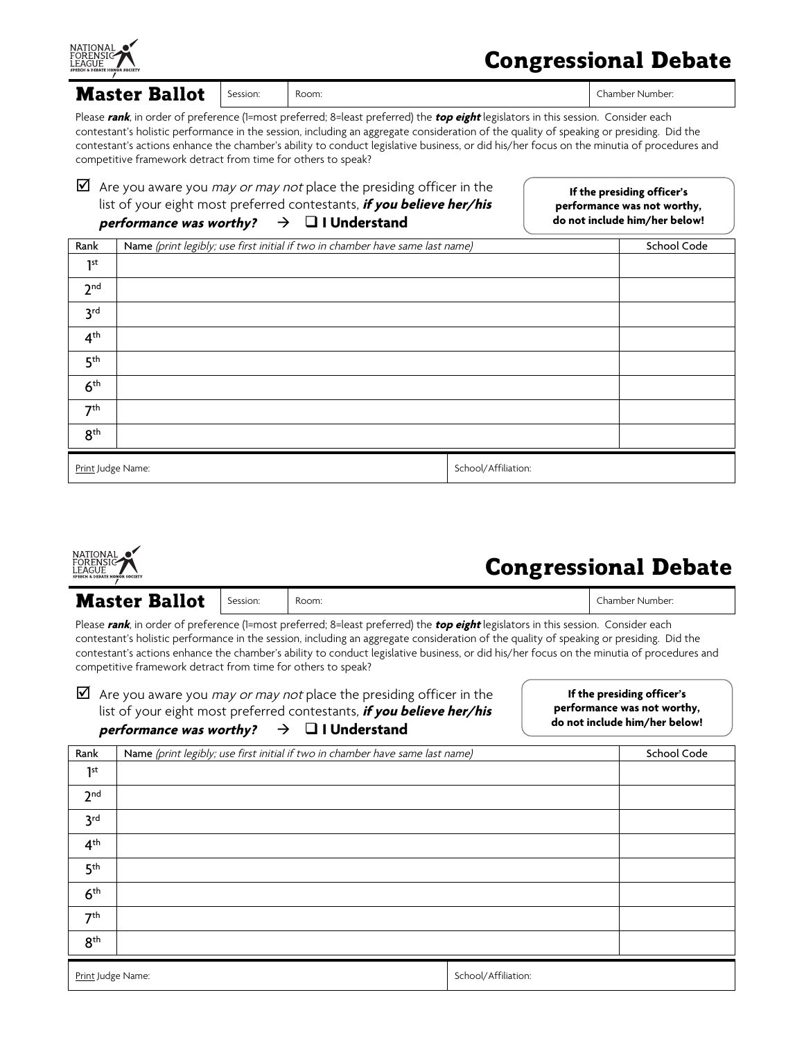NATIONAL FORENSIC LEAGUE
SPEECH & DEBATE HONOR SOCIETY

# Congressional Debate

## Master Ballot

| Session: | Room: | Chamber Number: |
|---|---|---|

Please ***rank***, in order of preference (1=most preferred; 8=least preferred) the ***top eight*** legislators in this session. Consider each contestant's holistic performance in the session, including an aggregate consideration of the quality of speaking or presiding. Did the contestant's actions enhance the chamber's ability to conduct legislative business, or did his/her focus on the minutia of procedures and competitive framework detract from time for others to speak?

☑ Are you aware you *may or may not* place the presiding officer in the list of your eight most preferred contestants, ***if you believe her/his performance was worthy?*** → ❑ **I Understand**

**If the presiding officer's performance was not worthy, do not include him/her below!**

| Rank | **Name** *(print legibly; use first initial if two in chamber have same last name)* | School Code |
|---|---|---|
| 1st | | |
| 2nd | | |
| 3rd | | |
| 4th | | |
| 5th | | |
| 6th | | |
| 7th | | |
| 8th | | |

| Print Judge Name: | School/Affiliation: |
|---|---|

NATIONAL FORENSIC LEAGUE
SPEECH & DEBATE HONOR SOCIETY

# Congressional Debate

## Master Ballot

| Session: | Room: | Chamber Number: |
|---|---|---|

Please ***rank***, in order of preference (1=most preferred; 8=least preferred) the ***top eight*** legislators in this session. Consider each contestant's holistic performance in the session, including an aggregate consideration of the quality of speaking or presiding. Did the contestant's actions enhance the chamber's ability to conduct legislative business, or did his/her focus on the minutia of procedures and competitive framework detract from time for others to speak?

☑ Are you aware you *may or may not* place the presiding officer in the list of your eight most preferred contestants, ***if you believe her/his performance was worthy?*** → ❑ **I Understand**

**If the presiding officer's performance was not worthy, do not include him/her below!**

| Rank | **Name** *(print legibly; use first initial if two in chamber have same last name)* | School Code |
|---|---|---|
| 1st | | |
| 2nd | | |
| 3rd | | |
| 4th | | |
| 5th | | |
| 6th | | |
| 7th | | |
| 8th | | |

| Print Judge Name: | School/Affiliation: |
|---|---|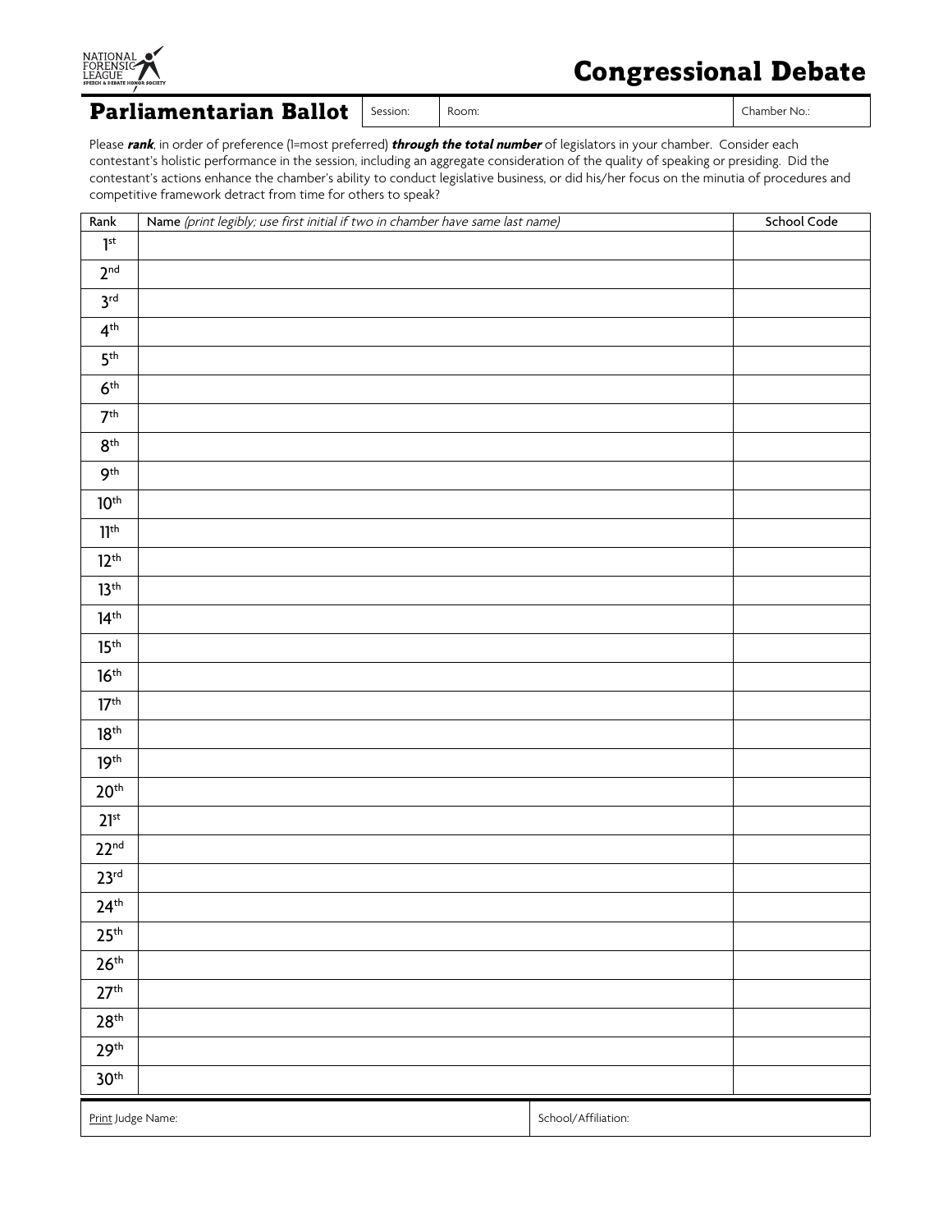NATIONAL FORENSIC LEAGUE SPEECH & DEBATE HONOR SOCIETY

# Congressional Debate

## Parliamentarian Ballot

| Session: | Room: | Chamber No.: |
|---|---|---|

Please ***rank***, in order of preference (1=most preferred) ***through the total number*** of legislators in your chamber. Consider each contestant's holistic performance in the session, including an aggregate consideration of the quality of speaking or presiding. Did the contestant's actions enhance the chamber's ability to conduct legislative business, or did his/her focus on the minutia of procedures and competitive framework detract from time for others to speak?

| Rank | Name *(print legibly; use first initial if two in chamber have same last name)* | School Code |
|---|---|---|
| 1st | | |
| 2nd | | |
| 3rd | | |
| 4th | | |
| 5th | | |
| 6th | | |
| 7th | | |
| 8th | | |
| 9th | | |
| 10th | | |
| 11th | | |
| 12th | | |
| 13th | | |
| 14th | | |
| 15th | | |
| 16th | | |
| 17th | | |
| 18th | | |
| 19th | | |
| 20th | | |
| 21st | | |
| 22nd | | |
| 23rd | | |
| 24th | | |
| 25th | | |
| 26th | | |
| 27th | | |
| 28th | | |
| 29th | | |
| 30th | | |

| Print Judge Name: | School/Affiliation: |
|---|---|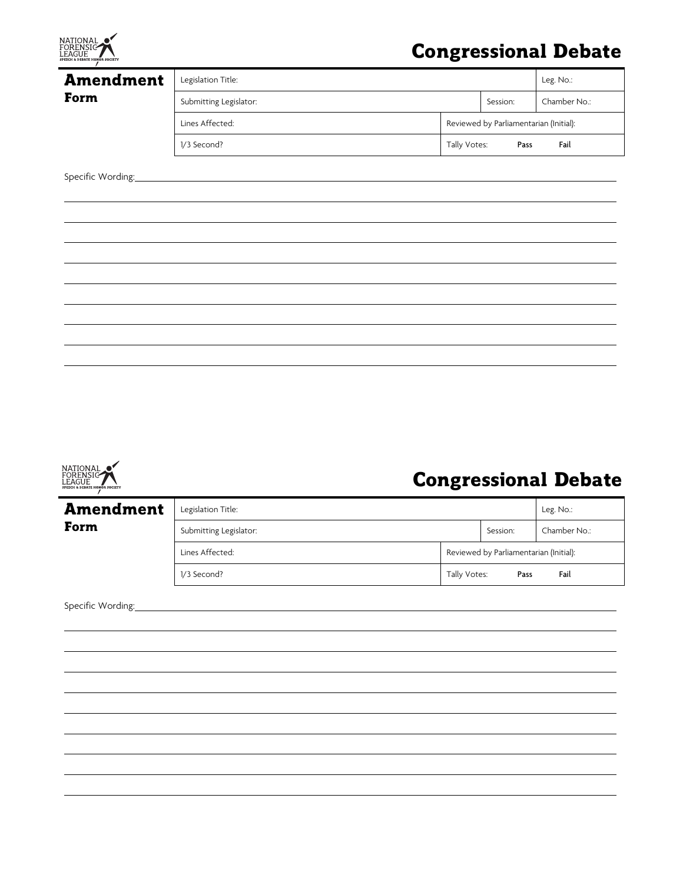NATIONAL FORENSIC LEAGUE
SPEECH & DEBATE HONOR SOCIETY

# Congressional Debate

## Amendment Form

| Legislation Title: | | | Leg. No.: |
|---|---|---|---|
| Submitting Legislator: | | Session: | Chamber No.: |
| Lines Affected: | Reviewed by Parliamentarian (Initial): | | |
| 1/3 Second? | Tally Votes: **Pass** **Fail** | | |

Specific Wording:______________________________________________

______________________________________________

______________________________________________

______________________________________________

______________________________________________

______________________________________________

______________________________________________

______________________________________________

______________________________________________

NATIONAL FORENSIC LEAGUE
SPEECH & DEBATE HONOR SOCIETY

# Congressional Debate

## Amendment Form

| Legislation Title: | | | Leg. No.: |
|---|---|---|---|
| Submitting Legislator: | | Session: | Chamber No.: |
| Lines Affected: | Reviewed by Parliamentarian (Initial): | | |
| 1/3 Second? | Tally Votes: **Pass** **Fail** | | |

Specific Wording:______________________________________________

______________________________________________

______________________________________________

______________________________________________

______________________________________________

______________________________________________

______________________________________________

______________________________________________

______________________________________________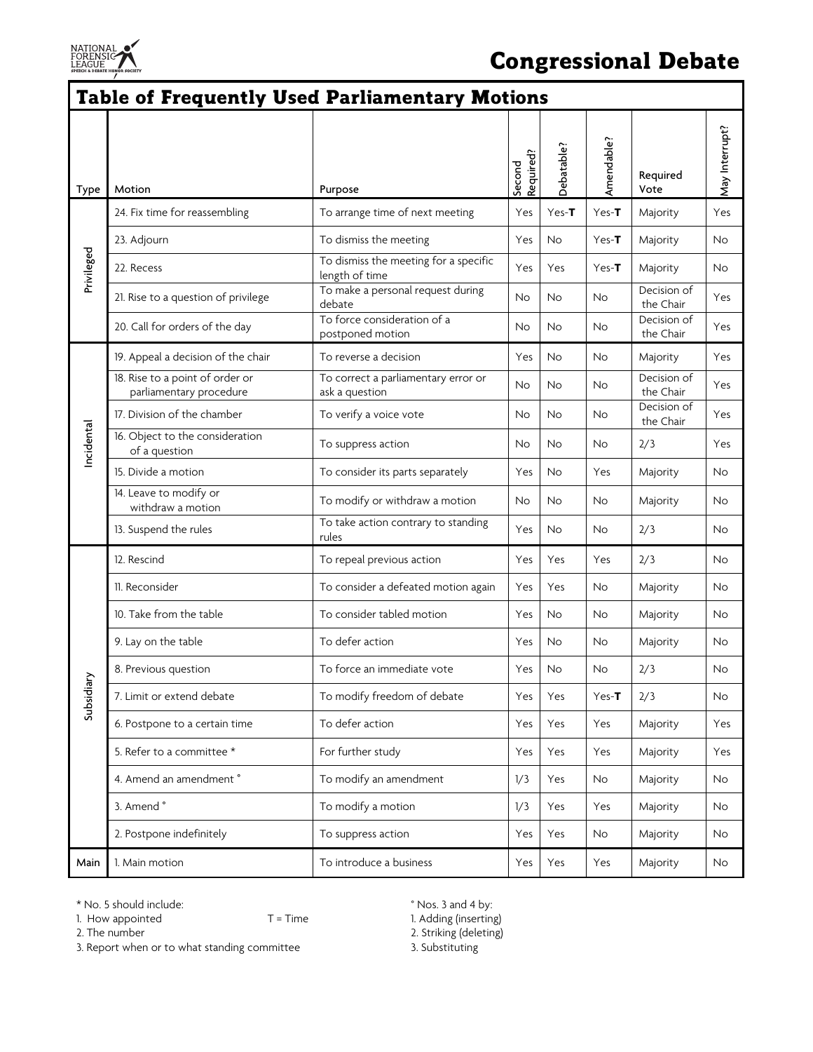# Congressional Debate

## Table of Frequently Used Parliamentary Motions

| Type | Motion | Purpose | Second Required? | Debatable? | Amendable? | Required Vote | May Interrupt? |
|---|---|---|---|---|---|---|---|
| Privileged | 24. Fix time for reassembling | To arrange time of next meeting | Yes | Yes-**T** | Yes-**T** | Majority | Yes |
| | 23. Adjourn | To dismiss the meeting | Yes | No | Yes-**T** | Majority | No |
| | 22. Recess | To dismiss the meeting for a specific length of time | Yes | Yes | Yes-**T** | Majority | No |
| | 21. Rise to a question of privilege | To make a personal request during debate | No | No | No | Decision of the Chair | Yes |
| | 20. Call for orders of the day | To force consideration of a postponed motion | No | No | No | Decision of the Chair | Yes |
| Incidental | 19. Appeal a decision of the chair | To reverse a decision | Yes | No | No | Majority | Yes |
| | 18. Rise to a point of order or parliamentary procedure | To correct a parliamentary error or ask a question | No | No | No | Decision of the Chair | Yes |
| | 17. Division of the chamber | To verify a voice vote | No | No | No | Decision of the Chair | Yes |
| | 16. Object to the consideration of a question | To suppress action | No | No | No | 2/3 | Yes |
| | 15. Divide a motion | To consider its parts separately | Yes | No | Yes | Majority | No |
| | 14. Leave to modify or withdraw a motion | To modify or withdraw a motion | No | No | No | Majority | No |
| | 13. Suspend the rules | To take action contrary to standing rules | Yes | No | No | 2/3 | No |
| Subsidiary | 12. Rescind | To repeal previous action | Yes | Yes | Yes | 2/3 | No |
| | 11. Reconsider | To consider a defeated motion again | Yes | Yes | No | Majority | No |
| | 10. Take from the table | To consider tabled motion | Yes | No | No | Majority | No |
| | 9. Lay on the table | To defer action | Yes | No | No | Majority | No |
| | 8. Previous question | To force an immediate vote | Yes | No | No | 2/3 | No |
| | 7. Limit or extend debate | To modify freedom of debate | Yes | Yes | Yes-**T** | 2/3 | No |
| | 6. Postpone to a certain time | To defer action | Yes | Yes | Yes | Majority | Yes |
| | 5. Refer to a committee * | For further study | Yes | Yes | Yes | Majority | Yes |
| | 4. Amend an amendment ° | To modify an amendment | 1/3 | Yes | No | Majority | No |
| | 3. Amend ° | To modify a motion | 1/3 | Yes | Yes | Majority | No |
| | 2. Postpone indefinitely | To suppress action | Yes | Yes | No | Majority | No |
| Main | 1. Main motion | To introduce a business | Yes | Yes | Yes | Majority | No |

\* No. 5 should include:
1. How appointed
2. The number
3. Report when or to what standing committee

T = Time

° Nos. 3 and 4 by:
1. Adding (inserting)
2. Striking (deleting)
3. Substituting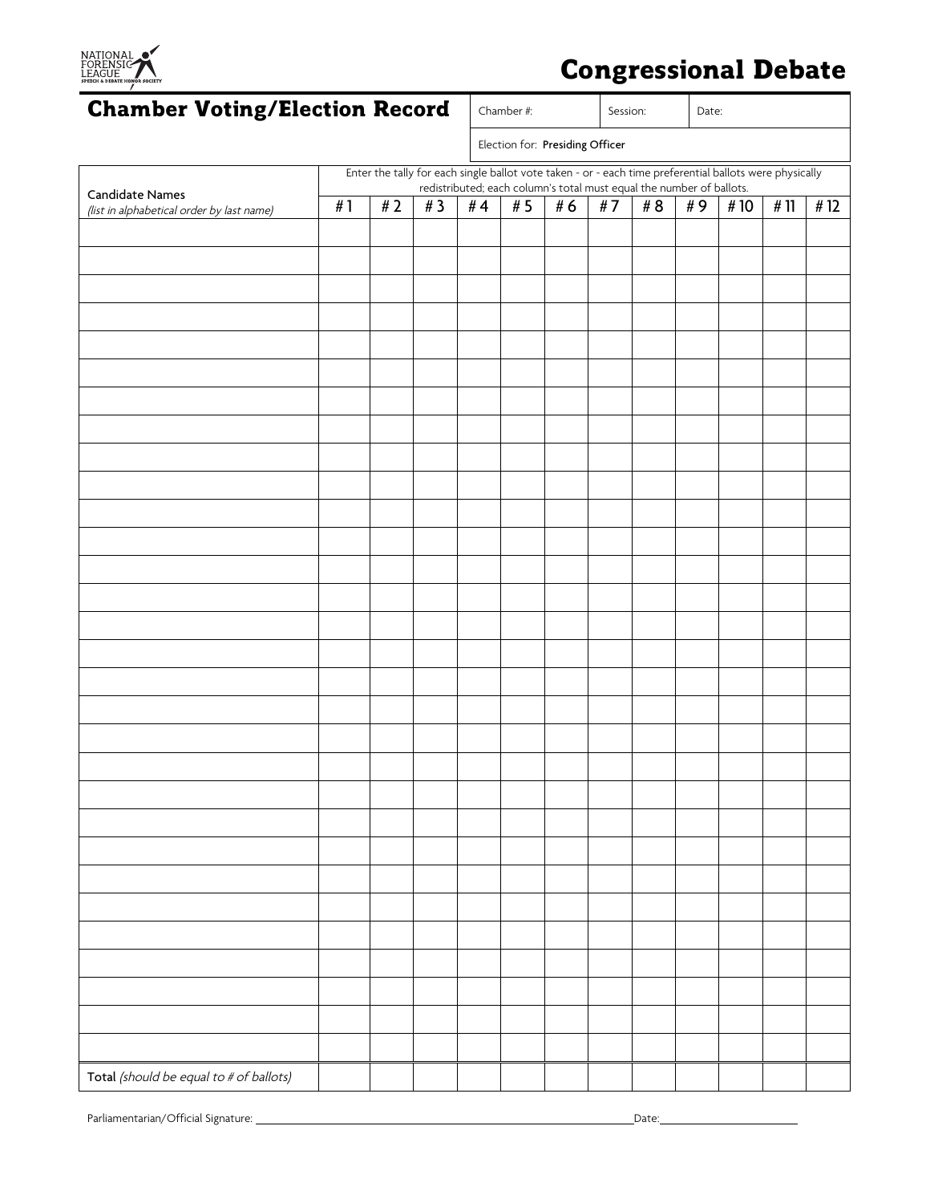NATIONAL FORENSIC LEAGUE SPEECH & DEBATE HONOR SOCIETY

# Congressional Debate

## Chamber Voting/Election Record

| Chamber #: | Session: | Date: |
|---|---|---|

Election for: **Presiding Officer**

| Candidate Names *(list in alphabetical order by last name)* | Enter the tally for each single ballot vote taken - or - each time preferential ballots were physically redistributed; each column's total must equal the number of ballots. | | | | | | | | | | | |
|---|---|---|---|---|---|---|---|---|---|---|---|---|
| | # 1 | # 2 | # 3 | # 4 | # 5 | # 6 | # 7 | # 8 | # 9 | # 10 | # 11 | # 12 |
| | | | | | | | | | | | | |
| | | | | | | | | | | | | |
| | | | | | | | | | | | | |
| | | | | | | | | | | | | |
| | | | | | | | | | | | | |
| | | | | | | | | | | | | |
| | | | | | | | | | | | | |
| | | | | | | | | | | | | |
| | | | | | | | | | | | | |
| | | | | | | | | | | | | |
| | | | | | | | | | | | | |
| | | | | | | | | | | | | |
| | | | | | | | | | | | | |
| | | | | | | | | | | | | |
| | | | | | | | | | | | | |
| | | | | | | | | | | | | |
| | | | | | | | | | | | | |
| | | | | | | | | | | | | |
| | | | | | | | | | | | | |
| | | | | | | | | | | | | |
| | | | | | | | | | | | | |
| | | | | | | | | | | | | |
| | | | | | | | | | | | | |
| | | | | | | | | | | | | |
| | | | | | | | | | | | | |
| | | | | | | | | | | | | |
| | | | | | | | | | | | | |
| | | | | | | | | | | | | |
| | | | | | | | | | | | | |
| | | | | | | | | | | | | |
| | | | | | | | | | | | | |
| **Total** *(should be equal to # of ballots)* | | | | | | | | | | | | |

Parliamentarian/Official Signature: ______________________________ Date: ______________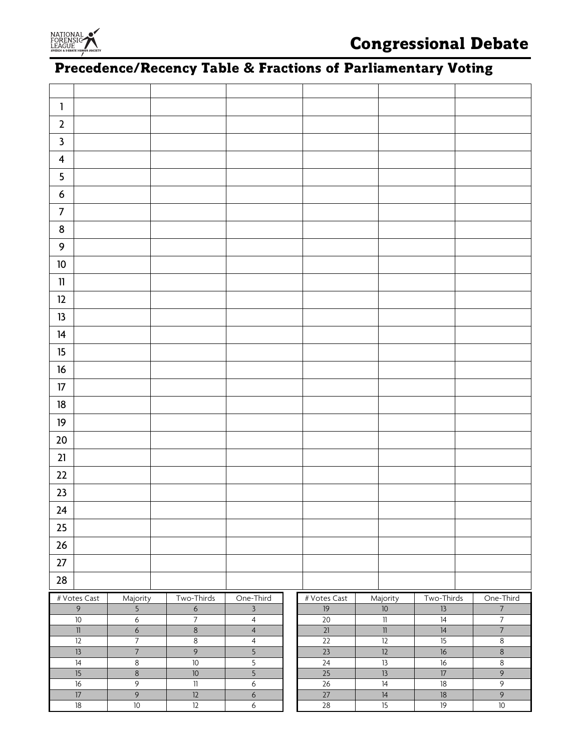# Congressional Debate

## Precedence/Recency Table & Fractions of Parliamentary Voting

| | | | | | | |
|---|---|---|---|---|---|---|
| 1 | | | | | | |
| 2 | | | | | | |
| 3 | | | | | | |
| 4 | | | | | | |
| 5 | | | | | | |
| 6 | | | | | | |
| 7 | | | | | | |
| 8 | | | | | | |
| 9 | | | | | | |
| 10 | | | | | | |
| 11 | | | | | | |
| 12 | | | | | | |
| 13 | | | | | | |
| 14 | | | | | | |
| 15 | | | | | | |
| 16 | | | | | | |
| 17 | | | | | | |
| 18 | | | | | | |
| 19 | | | | | | |
| 20 | | | | | | |
| 21 | | | | | | |
| 22 | | | | | | |
| 23 | | | | | | |
| 24 | | | | | | |
| 25 | | | | | | |
| 26 | | | | | | |
| 27 | | | | | | |
| 28 | | | | | | |

| # Votes Cast | Majority | Two-Thirds | One-Third |
|---|---|---|---|
| 9 | 5 | 6 | 3 |
| 10 | 6 | 7 | 4 |
| 11 | 6 | 8 | 4 |
| 12 | 7 | 8 | 4 |
| 13 | 7 | 9 | 5 |
| 14 | 8 | 10 | 5 |
| 15 | 8 | 10 | 5 |
| 16 | 9 | 11 | 6 |
| 17 | 9 | 12 | 6 |
| 18 | 10 | 12 | 6 |

| # Votes Cast | Majority | Two-Thirds | One-Third |
|---|---|---|---|
| 19 | 10 | 13 | 7 |
| 20 | 11 | 14 | 7 |
| 21 | 11 | 14 | 7 |
| 22 | 12 | 15 | 8 |
| 23 | 12 | 16 | 8 |
| 24 | 13 | 16 | 8 |
| 25 | 13 | 17 | 9 |
| 26 | 14 | 18 | 9 |
| 27 | 14 | 18 | 9 |
| 28 | 15 | 19 | 10 |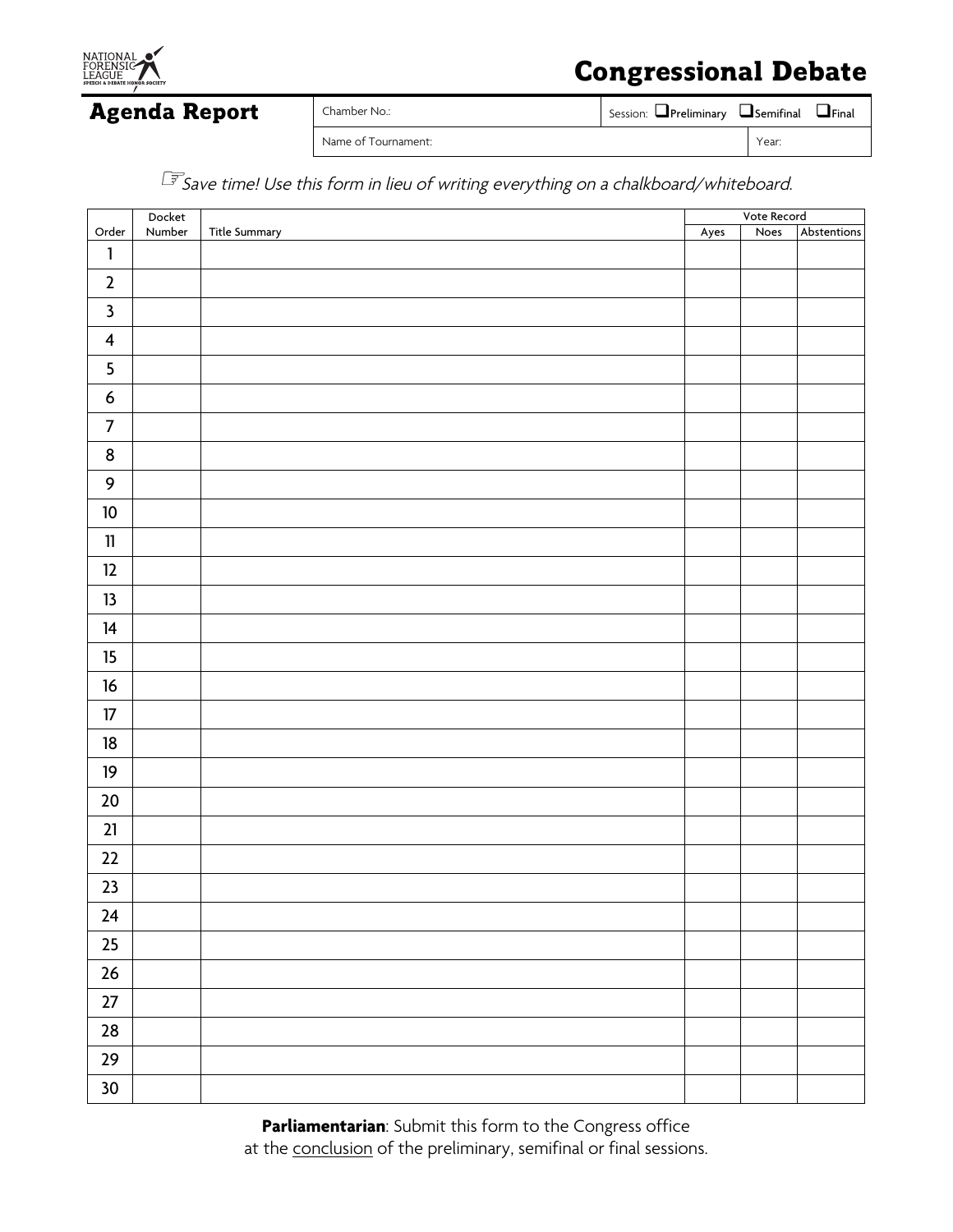NATIONAL FORENSIC LEAGUE SPEECH & DEBATE HONOR SOCIETY

# Congressional Debate

## Agenda Report

| Chamber No.: | Session: ☐ Preliminary ☐ Semifinal ☐ Final |
|---|---|
| Name of Tournament: | Year: |

☞ *Save time! Use this form in lieu of writing everything on a chalkboard/whiteboard.*

| Order | Docket Number | Title Summary | Vote Record | | |
|---|---|---|---|---|---|
| | | | Ayes | Noes | Abstentions |
| 1 | | | | | |
| 2 | | | | | |
| 3 | | | | | |
| 4 | | | | | |
| 5 | | | | | |
| 6 | | | | | |
| 7 | | | | | |
| 8 | | | | | |
| 9 | | | | | |
| 10 | | | | | |
| 11 | | | | | |
| 12 | | | | | |
| 13 | | | | | |
| 14 | | | | | |
| 15 | | | | | |
| 16 | | | | | |
| 17 | | | | | |
| 18 | | | | | |
| 19 | | | | | |
| 20 | | | | | |
| 21 | | | | | |
| 22 | | | | | |
| 23 | | | | | |
| 24 | | | | | |
| 25 | | | | | |
| 26 | | | | | |
| 27 | | | | | |
| 28 | | | | | |
| 29 | | | | | |
| 30 | | | | | |

**Parliamentarian**: Submit this form to the Congress office at the <u>conclusion</u> of the preliminary, semifinal or final sessions.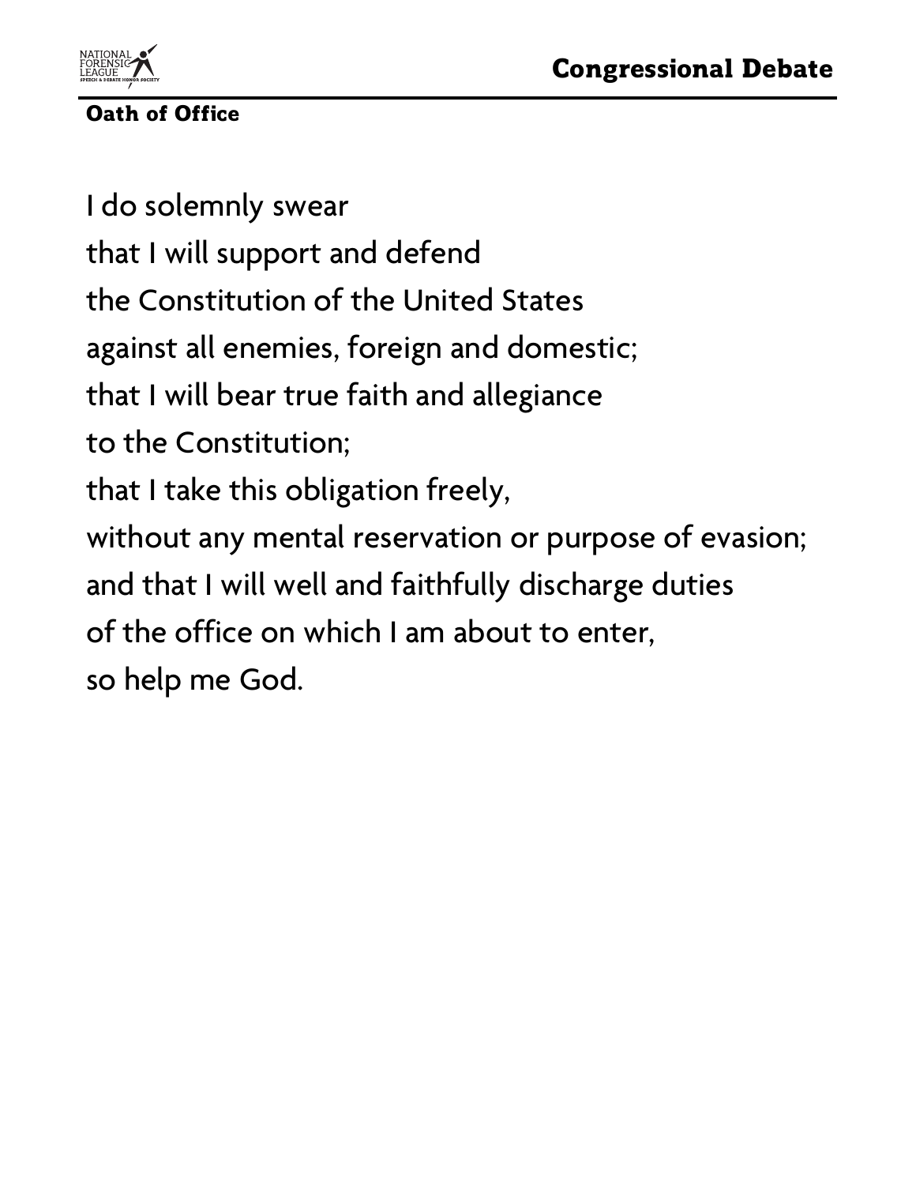## Oath of Office

I do solemnly swear
that I will support and defend
the Constitution of the United States
against all enemies, foreign and domestic;
that I will bear true faith and allegiance
to the Constitution;
that I take this obligation freely,
without any mental reservation or purpose of evasion;
and that I will well and faithfully discharge duties
of the office on which I am about to enter,
so help me God.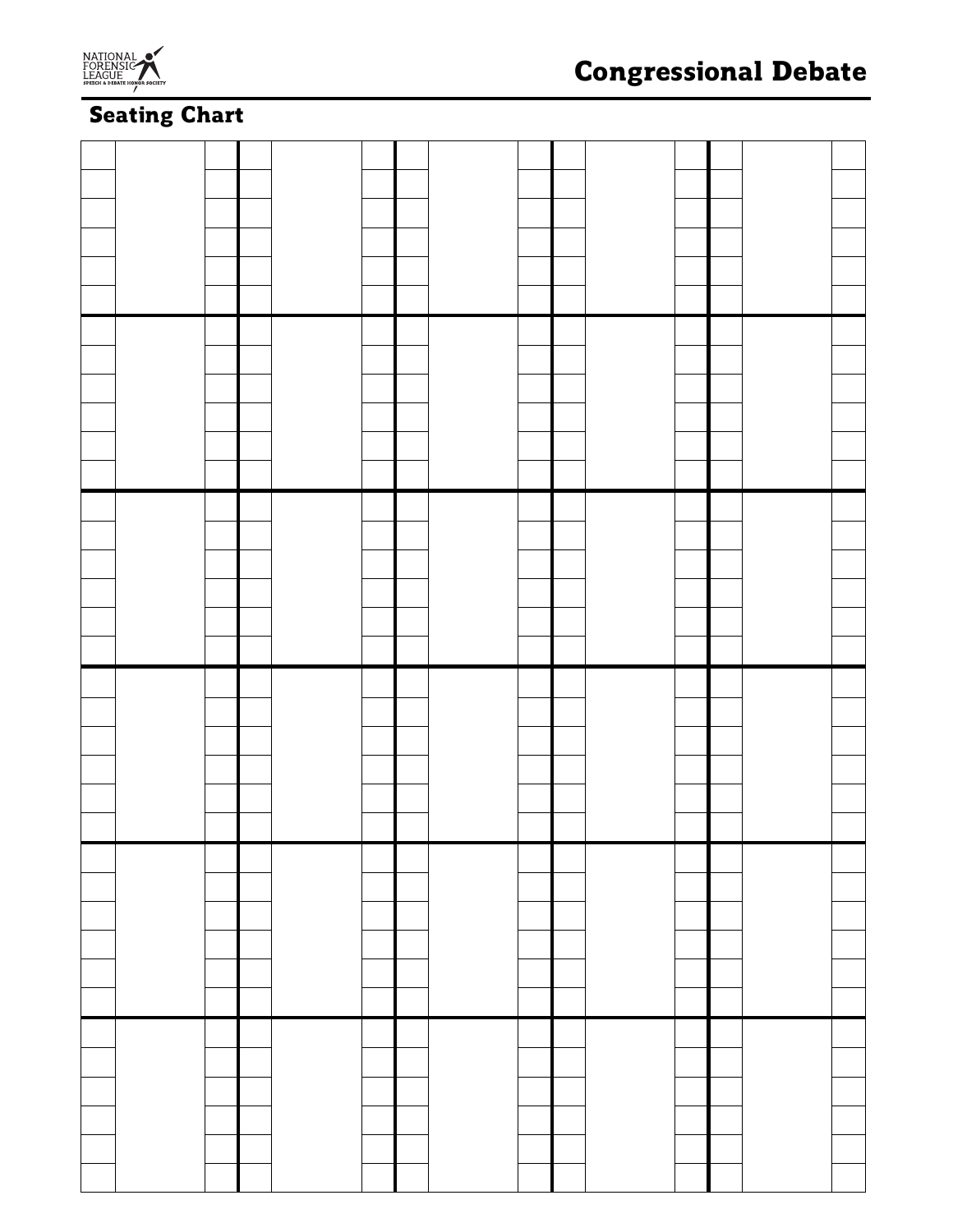# Congressional Debate

## Seating Chart

| | | | | | | | | | | | | | | |
|---|---|---|---|---|---|---|---|---|---|---|---|---|---|---|
| | | | | | | | | | | | | | | |
| | | | | | | | | | | | | | | |
| | | | | | | | | | | | | | | |
| | | | | | | | | | | | | | | |
| | | | | | | | | | | | | | | |
| | | | | | | | | | | | | | | |
| | | | | | | | | | | | | | | |
| | | | | | | | | | | | | | | |
| | | | | | | | | | | | | | | |
| | | | | | | | | | | | | | | |
| | | | | | | | | | | | | | | |
| | | | | | | | | | | | | | | |
| | | | | | | | | | | | | | | |
| | | | | | | | | | | | | | | |
| | | | | | | | | | | | | | | |
| | | | | | | | | | | | | | | |
| | | | | | | | | | | | | | | |
| | | | | | | | | | | | | | | |
| | | | | | | | | | | | | | | |
| | | | | | | | | | | | | | | |
| | | | | | | | | | | | | | | |
| | | | | | | | | | | | | | | |
| | | | | | | | | | | | | | | |
| | | | | | | | | | | | | | | |
| | | | | | | | | | | | | | | |
| | | | | | | | | | | | | | | |
| | | | | | | | | | | | | | | |
| | | | | | | | | | | | | | | |
| | | | | | | | | | | | | | | |
| | | | | | | | | | | | | | | |
| | | | | | | | | | | | | | | |
| | | | | | | | | | | | | | | |
| | | | | | | | | | | | | | | |
| | | | | | | | | | | | | | | |
| | | | | | | | | | | | | | | |
| | | | | | | | | | | | | | | |